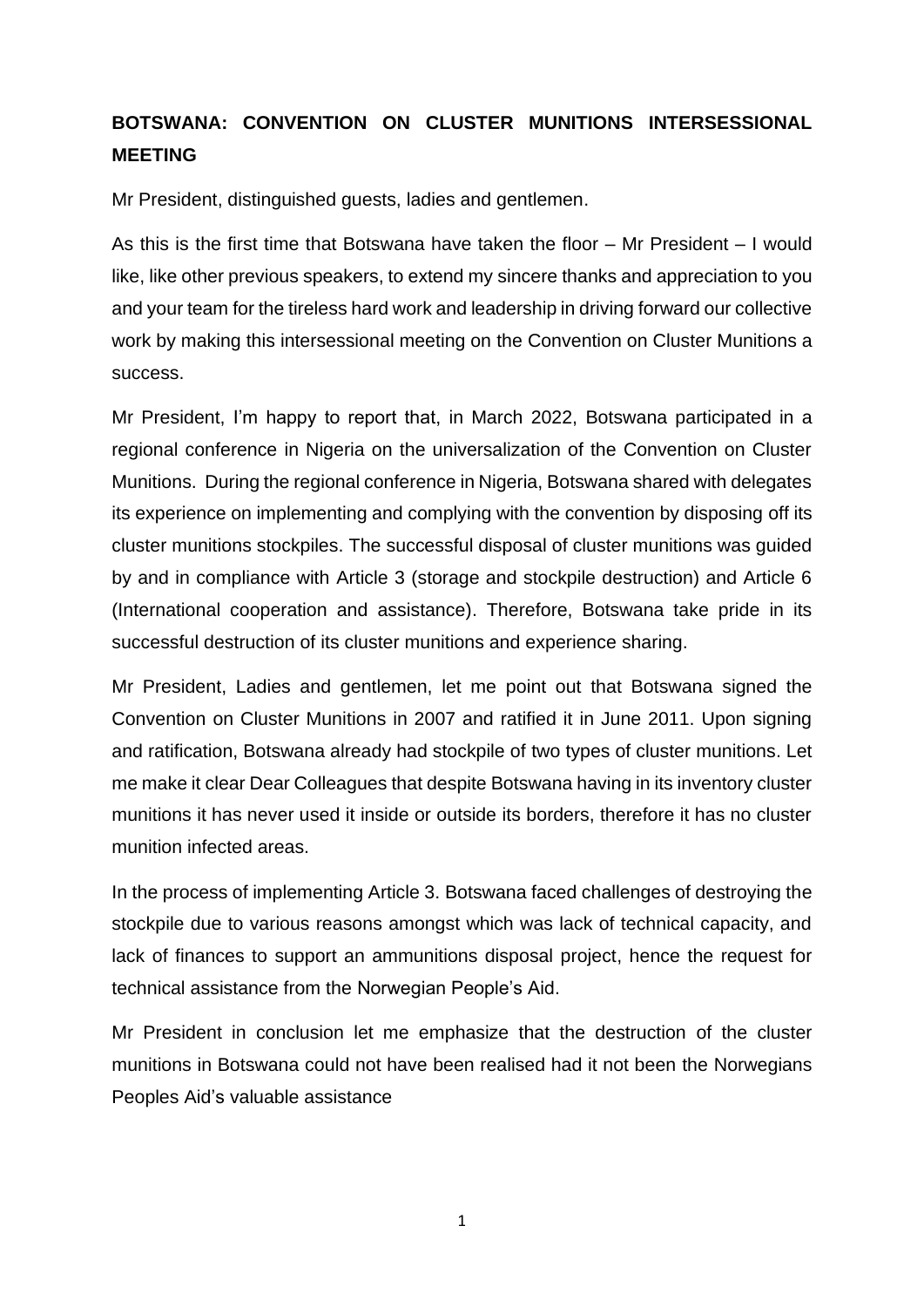**BOTSWANA: CONVENTION ON CLUSTER MUNITIONS INTERSESSIONAL MEETING**

Mr President, distinguished guests, ladies and gentlemen.

As this is the first time that Botswana have taken the floor – Mr President – I would like, like other previous speakers, to extend my sincere thanks and appreciation to you and your team for the tireless hard work and leadership in driving forward our collective work by making this intersessional meeting on the Convention on Cluster Munitions a success.

Mr President, I'm happy to report that, in March 2022, Botswana participated in a regional conference in Nigeria on the universalization of the Convention on Cluster Munitions. During the regional conference in Nigeria, Botswana shared with delegates its experience on implementing and complying with the convention by disposing off its cluster munitions stockpiles. The successful disposal of cluster munitions was guided by and in compliance with Article 3 (storage and stockpile destruction) and Article 6 (International cooperation and assistance). Therefore, Botswana take pride in its successful destruction of its cluster munitions and experience sharing.

Mr President, Ladies and gentlemen, let me point out that Botswana signed the Convention on Cluster Munitions in 2007 and ratified it in June 2011. Upon signing and ratification, Botswana already had stockpile of two types of cluster munitions. Let me make it clear Dear Colleagues that despite Botswana having in its inventory cluster munitions it has never used it inside or outside its borders, therefore it has no cluster munition infected areas.

In the process of implementing Article 3. Botswana faced challenges of destroying the stockpile due to various reasons amongst which was lack of technical capacity, and lack of finances to support an ammunitions disposal project, hence the request for technical assistance from the Norwegian People's Aid.

Mr President in conclusion let me emphasize that the destruction of the cluster munitions in Botswana could not have been realised had it not been the Norwegians Peoples Aid's valuable assistance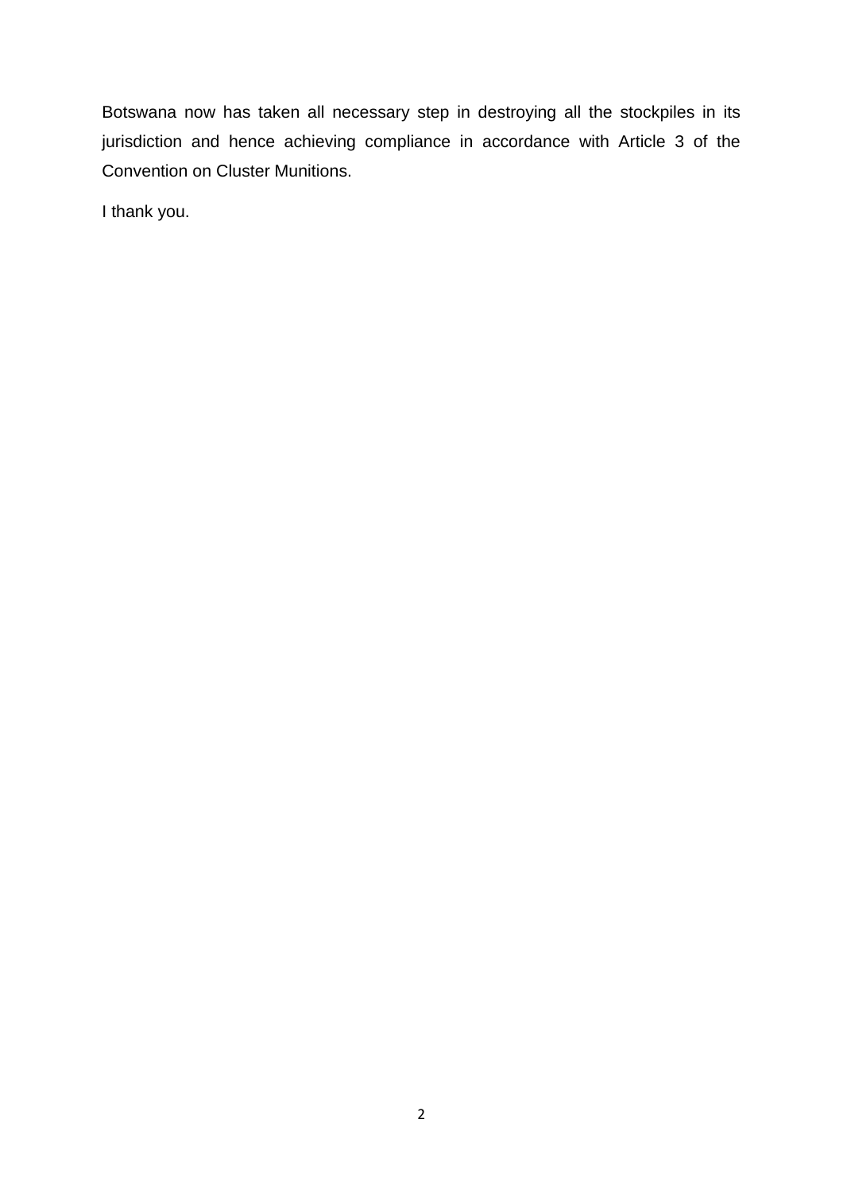Botswana now has taken all necessary step in destroying all the stockpiles in its jurisdiction and hence achieving compliance in accordance with Article 3 of the Convention on Cluster Munitions.

I thank you.